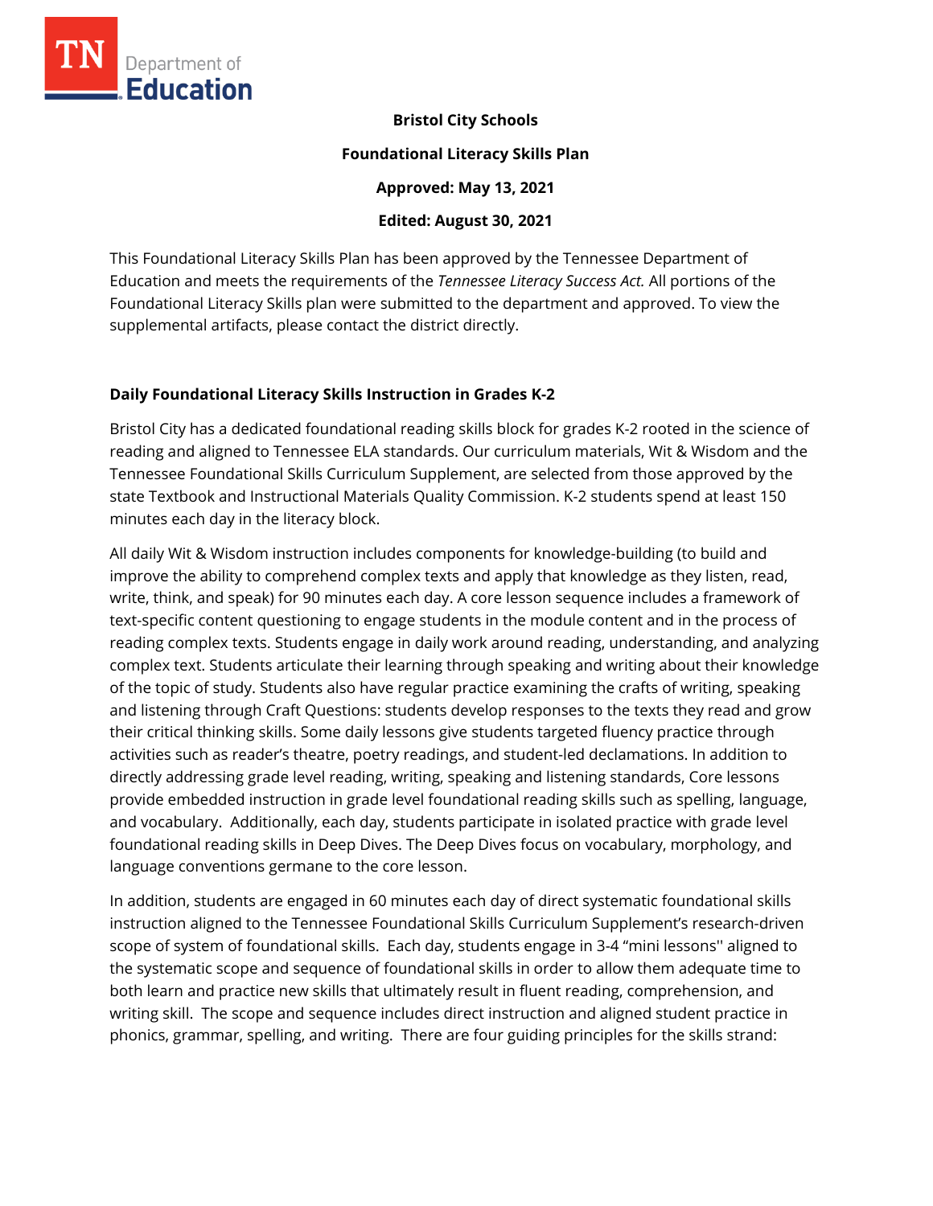**Bristol City Schools**

**Foundational Literacy Skills Plan**

**Approved: May 13, 2021**

**Edited: August 30, 2021**

This Foundational Literacy Skills Plan has been approved by the Tennessee Department of Education and meets the requirements of the *Tennessee Literacy Success Act.* All portions of the Foundational Literacy Skills plan were submitted to the department and approved. To view the supplemental artifacts, please contact the district directly.

## Daily Foundational Literacy Skills Instruction in Grades K-2

Bristol City has a dedicated foundational reading skills block for grades K-2 rooted in the science of reading and aligned to Tennessee ELA standards. Our curriculum materials, Wit & Wisdom and the Tennessee Foundational Skills Curriculum Supplement, are selected from those approved by the state Textbook and Instructional Materials Quality Commission. K-2 students spend at least 150 minutes each day in the literacy block.

All daily Wit & Wisdom instruction includes components for knowledge-building (to build and improve the ability to comprehend complex texts and apply that knowledge as they listen, read, write, think, and speak) for 90 minutes each day. A core lesson sequence includes a framework of text-specific content questioning to engage students in the module content and in the process of reading complex texts. Students engage in daily work around reading, understanding, and analyzing complex text. Students articulate their learning through speaking and writing about their knowledge of the topic of study. Students also have regular practice examining the crafts of writing, speaking and listening through Craft Questions: students develop responses to the texts they read and grow their critical thinking skills. Some daily lessons give students targeted fluency practice through activities such as reader's theatre, poetry readings, and student-led declamations. In addition to directly addressing grade level reading, writing, speaking and listening standards, Core lessons provide embedded instruction in grade level foundational reading skills such as spelling, language, and vocabulary. Additionally, each day, students participate in isolated practice with grade level foundational reading skills in Deep Dives. The Deep Dives focus on vocabulary, morphology, and language conventions germane to the core lesson.

In addition, students are engaged in 60 minutes each day of direct systematic foundational skills instruction aligned to the Tennessee Foundational Skills Curriculum Supplement's research-driven scope of system of foundational skills. Each day, students engage in 3-4 "mini lessons'' aligned to the systematic scope and sequence of foundational skills in order to allow them adequate time to both learn and practice new skills that ultimately result in fluent reading, comprehension, and writing skill. The scope and sequence includes direct instruction and aligned student practice in phonics, grammar, spelling, and writing. There are four guiding principles for the skills strand: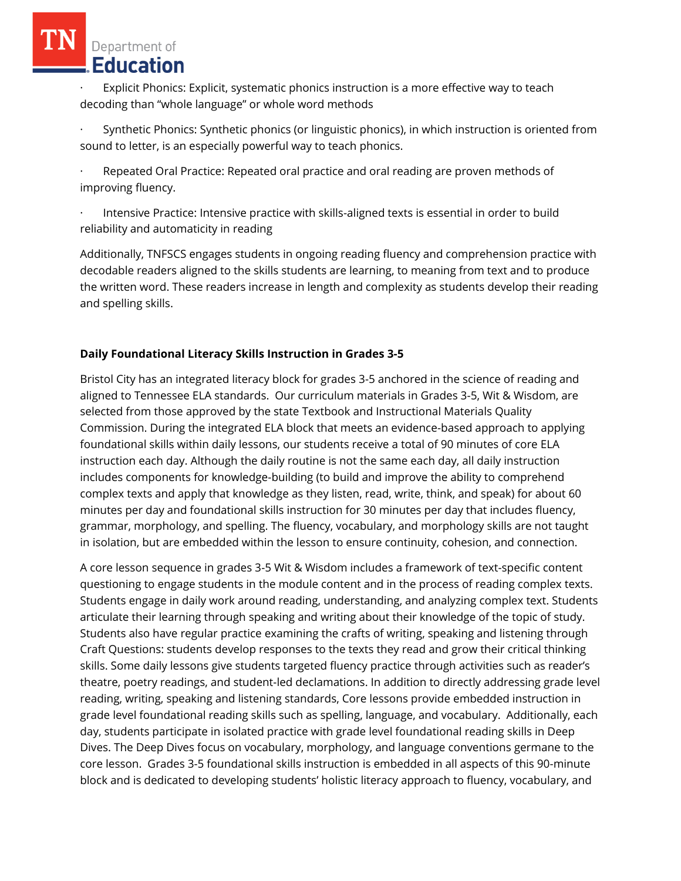- Explicit Phonics: Explicit, systematic phonics instruction is a more effective way to teach decoding than "whole language" or whole word methods

- Synthetic Phonics: Synthetic phonics (or linguistic phonics), in which instruction is oriented from sound to letter, is an especially powerful way to teach phonics.

- Repeated Oral Practice: Repeated oral practice and oral reading are proven methods of improving fluency.

- Intensive Practice: Intensive practice with skills-aligned texts is essential in order to build reliability and automaticity in reading

Additionally, TNFSCS engages students in ongoing reading fluency and comprehension practice with decodable readers aligned to the skills students are learning, to meaning from text and to produce the written word. These readers increase in length and complexity as students develop their reading and spelling skills.

**Daily Foundational Literacy Skills Instruction in Grades 3-5**

Bristol City has an integrated literacy block for grades 3-5 anchored in the science of reading and aligned to Tennessee ELA standards. Our curriculum materials in Grades 3-5, Wit & Wisdom, are selected from those approved by the state Textbook and Instructional Materials Quality Commission. During the integrated ELA block that meets an evidence-based approach to applying foundational skills within daily lessons, our students receive a total of 90 minutes of core ELA instruction each day. Although the daily routine is not the same each day, all daily instruction includes components for knowledge-building (to build and improve the ability to comprehend complex texts and apply that knowledge as they listen, read, write, think, and speak) for about 60 minutes per day and foundational skills instruction for 30 minutes per day that includes fluency, grammar, morphology, and spelling. The fluency, vocabulary, and morphology skills are not taught in isolation, but are embedded within the lesson to ensure continuity, cohesion, and connection.

A core lesson sequence in grades 3-5 Wit & Wisdom includes a framework of text-specific content questioning to engage students in the module content and in the process of reading complex texts. Students engage in daily work around reading, understanding, and analyzing complex text. Students articulate their learning through speaking and writing about their knowledge of the topic of study. Students also have regular practice examining the crafts of writing, speaking and listening through Craft Questions: students develop responses to the texts they read and grow their critical thinking skills. Some daily lessons give students targeted fluency practice through activities such as reader's theatre, poetry readings, and student-led declamations. In addition to directly addressing grade level reading, writing, speaking and listening standards, Core lessons provide embedded instruction in grade level foundational reading skills such as spelling, language, and vocabulary. Additionally, each day, students participate in isolated practice with grade level foundational reading skills in Deep Dives. The Deep Dives focus on vocabulary, morphology, and language conventions germane to the core lesson. Grades 3-5 foundational skills instruction is embedded in all aspects of this 90-minute block and is dedicated to developing students' holistic literacy approach to fluency, vocabulary, and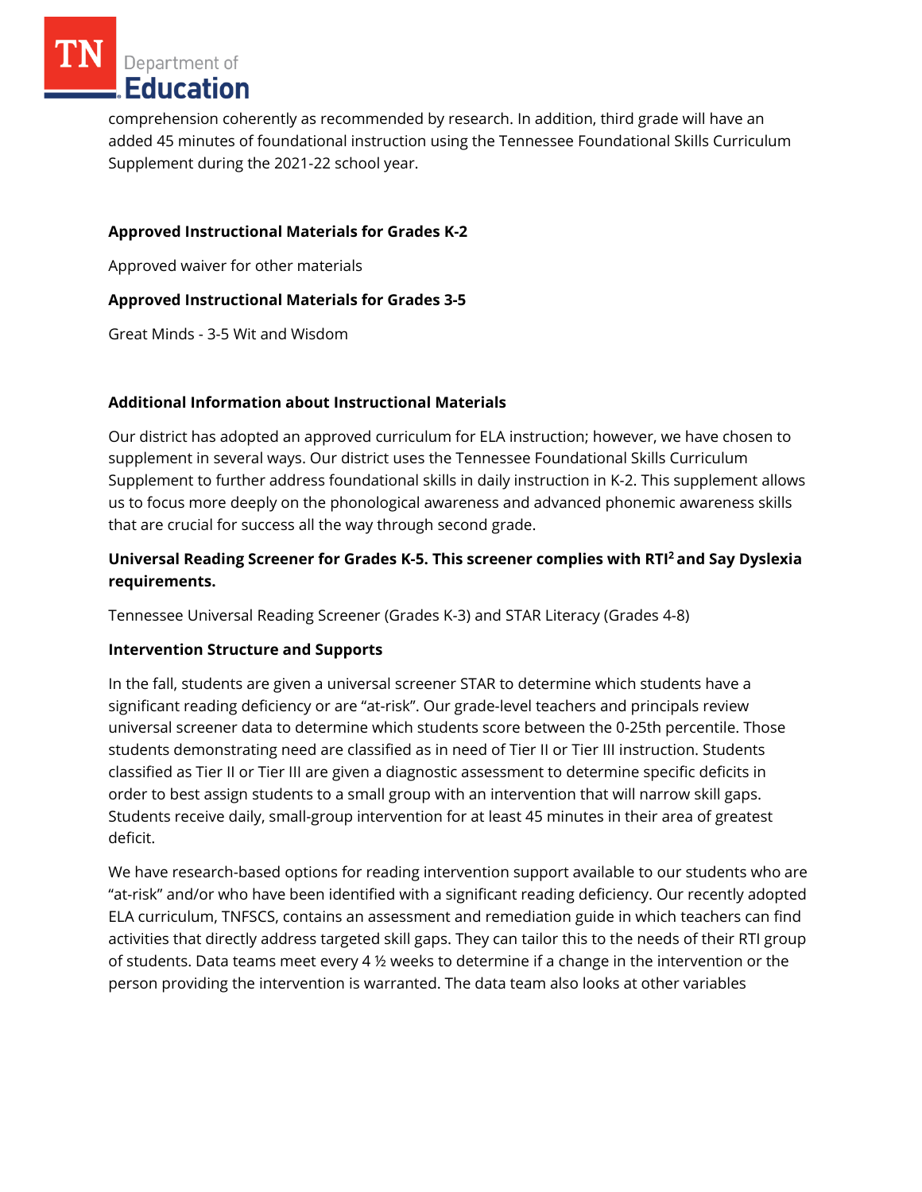comprehension coherently as recommended by research. In addition, third grade will have an added 45 minutes of foundational instruction using the Tennessee Foundational Skills Curriculum Supplement during the 2021-22 school year.

**Approved Instructional Materials for Grades K-2**

Approved waiver for other materials

**Approved Instructional Materials for Grades 3-5**

Great Minds - 3-5 Wit and Wisdom

**Additional Information about Instructional Materials**

Our district has adopted an approved curriculum for ELA instruction; however, we have chosen to supplement in several ways. Our district uses the Tennessee Foundational Skills Curriculum Supplement to further address foundational skills in daily instruction in K-2. This supplement allows us to focus more deeply on the phonological awareness and advanced phonemic awareness skills that are crucial for success all the way through second grade.

**Universal Reading Screener for Grades K-5. This screener complies with RTI[2] and Say Dyslexia requirements.**

Tennessee Universal Reading Screener (Grades K-3) and STAR Literacy (Grades 4-8)

**Intervention Structure and Supports**

In the fall, students are given a universal screener STAR to determine which students have a significant reading deficiency or are "at-risk". Our grade-level teachers and principals review universal screener data to determine which students score between the 0-25th percentile. Those students demonstrating need are classified as in need of Tier II or Tier III instruction. Students classified as Tier II or Tier III are given a diagnostic assessment to determine specific deficits in order to best assign students to a small group with an intervention that will narrow skill gaps. Students receive daily, small-group intervention for at least 45 minutes in their area of greatest deficit.

We have research-based options for reading intervention support available to our students who are "at-risk" and/or who have been identified with a significant reading deficiency. Our recently adopted ELA curriculum, TNFSCS, contains an assessment and remediation guide in which teachers can find activities that directly address targeted skill gaps. They can tailor this to the needs of their RTI group of students. Data teams meet every 4 ½ weeks to determine if a change in the intervention or the person providing the intervention is warranted. The data team also looks at other variables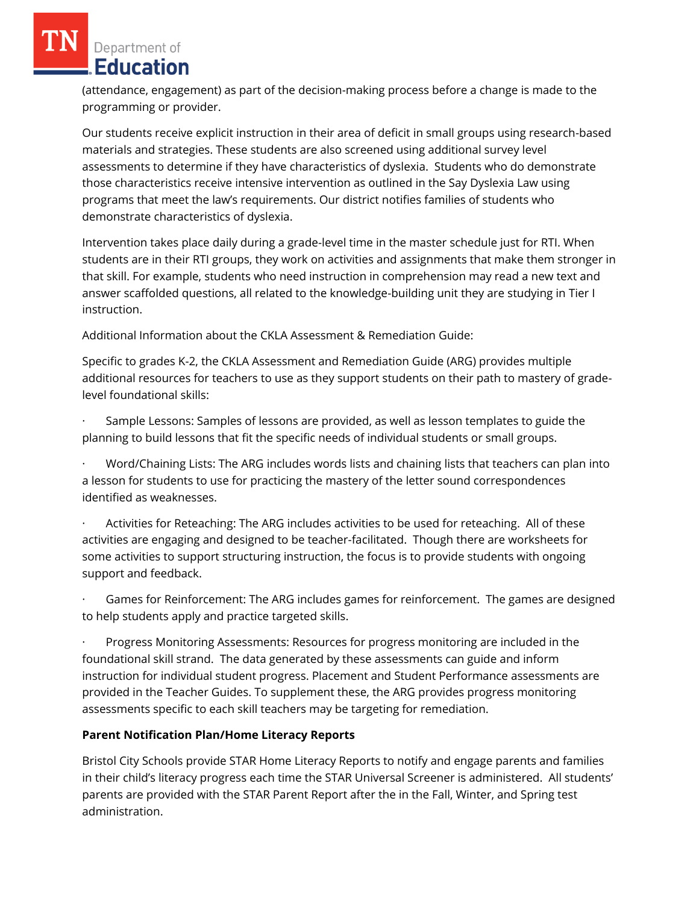(attendance, engagement) as part of the decision-making process before a change is made to the programming or provider.

Our students receive explicit instruction in their area of deficit in small groups using research-based materials and strategies. These students are also screened using additional survey level assessments to determine if they have characteristics of dyslexia.  Students who do demonstrate those characteristics receive intensive intervention as outlined in the Say Dyslexia Law using programs that meet the law's requirements. Our district notifies families of students who demonstrate characteristics of dyslexia.

Intervention takes place daily during a grade-level time in the master schedule just for RTI. When students are in their RTI groups, they work on activities and assignments that make them stronger in that skill. For example, students who need instruction in comprehension may read a new text and answer scaffolded questions, all related to the knowledge-building unit they are studying in Tier I instruction.

Additional Information about the CKLA Assessment & Remediation Guide:

Specific to grades K-2, the CKLA Assessment and Remediation Guide (ARG) provides multiple additional resources for teachers to use as they support students on their path to mastery of grade-level foundational skills:

- Sample Lessons: Samples of lessons are provided, as well as lesson templates to guide the planning to build lessons that fit the specific needs of individual students or small groups.
- Word/Chaining Lists: The ARG includes words lists and chaining lists that teachers can plan into a lesson for students to use for practicing the mastery of the letter sound correspondences identified as weaknesses.
- Activities for Reteaching: The ARG includes activities to be used for reteaching.  All of these activities are engaging and designed to be teacher-facilitated.  Though there are worksheets for some activities to support structuring instruction, the focus is to provide students with ongoing support and feedback.
- Games for Reinforcement: The ARG includes games for reinforcement.  The games are designed to help students apply and practice targeted skills.
- Progress Monitoring Assessments: Resources for progress monitoring are included in the foundational skill strand.  The data generated by these assessments can guide and inform instruction for individual student progress. Placement and Student Performance assessments are provided in the Teacher Guides. To supplement these, the ARG provides progress monitoring assessments specific to each skill teachers may be targeting for remediation.

**Parent Notification Plan/Home Literacy Reports**

Bristol City Schools provide STAR Home Literacy Reports to notify and engage parents and families in their child's literacy progress each time the STAR Universal Screener is administered.  All students' parents are provided with the STAR Parent Report after the in the Fall, Winter, and Spring test administration.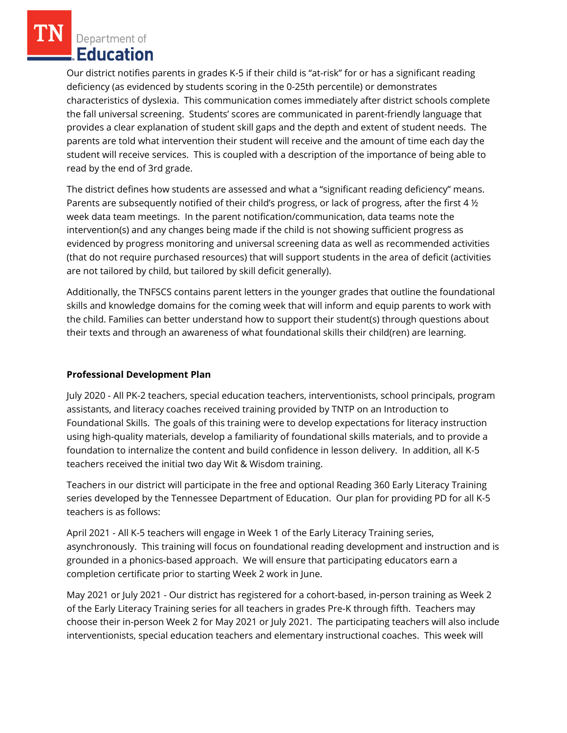Our district notifies parents in grades K-5 if their child is "at-risk" for or has a significant reading deficiency (as evidenced by students scoring in the 0-25th percentile) or demonstrates characteristics of dyslexia. This communication comes immediately after district schools complete the fall universal screening. Students' scores are communicated in parent-friendly language that provides a clear explanation of student skill gaps and the depth and extent of student needs. The parents are told what intervention their student will receive and the amount of time each day the student will receive services. This is coupled with a description of the importance of being able to read by the end of 3rd grade.

The district defines how students are assessed and what a "significant reading deficiency" means. Parents are subsequently notified of their child's progress, or lack of progress, after the first 4 ½ week data team meetings. In the parent notification/communication, data teams note the intervention(s) and any changes being made if the child is not showing sufficient progress as evidenced by progress monitoring and universal screening data as well as recommended activities (that do not require purchased resources) that will support students in the area of deficit (activities are not tailored by child, but tailored by skill deficit generally).

Additionally, the TNFSCS contains parent letters in the younger grades that outline the foundational skills and knowledge domains for the coming week that will inform and equip parents to work with the child. Families can better understand how to support their student(s) through questions about their texts and through an awareness of what foundational skills their child(ren) are learning.

**Professional Development Plan**

July 2020 - All PK-2 teachers, special education teachers, interventionists, school principals, program assistants, and literacy coaches received training provided by TNTP on an Introduction to Foundational Skills. The goals of this training were to develop expectations for literacy instruction using high-quality materials, develop a familiarity of foundational skills materials, and to provide a foundation to internalize the content and build confidence in lesson delivery. In addition, all K-5 teachers received the initial two day Wit & Wisdom training.

Teachers in our district will participate in the free and optional Reading 360 Early Literacy Training series developed by the Tennessee Department of Education. Our plan for providing PD for all K-5 teachers is as follows:

April 2021 - All K-5 teachers will engage in Week 1 of the Early Literacy Training series, asynchronously. This training will focus on foundational reading development and instruction and is grounded in a phonics-based approach. We will ensure that participating educators earn a completion certificate prior to starting Week 2 work in June.

May 2021 or July 2021 - Our district has registered for a cohort-based, in-person training as Week 2 of the Early Literacy Training series for all teachers in grades Pre-K through fifth. Teachers may choose their in-person Week 2 for May 2021 or July 2021. The participating teachers will also include interventionists, special education teachers and elementary instructional coaches. This week will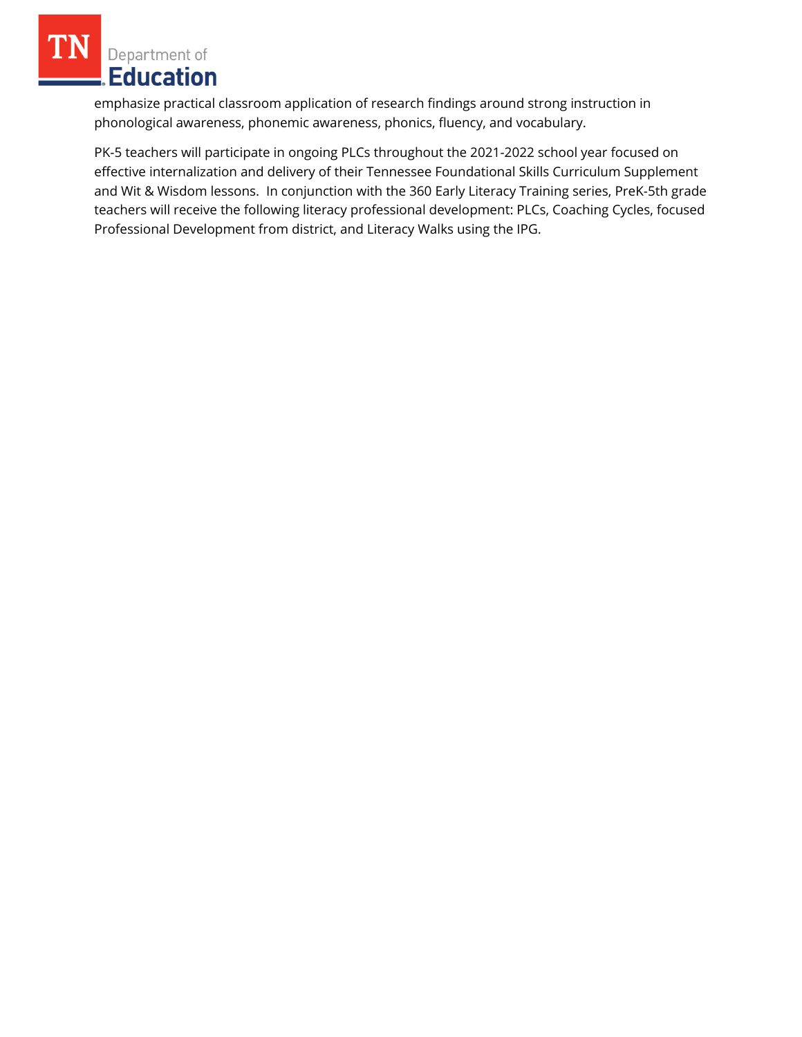emphasize practical classroom application of research findings around strong instruction in phonological awareness, phonemic awareness, phonics, fluency, and vocabulary.

PK-5 teachers will participate in ongoing PLCs throughout the 2021-2022 school year focused on effective internalization and delivery of their Tennessee Foundational Skills Curriculum Supplement and Wit & Wisdom lessons. In conjunction with the 360 Early Literacy Training series, PreK-5th grade teachers will receive the following literacy professional development: PLCs, Coaching Cycles, focused Professional Development from district, and Literacy Walks using the IPG.